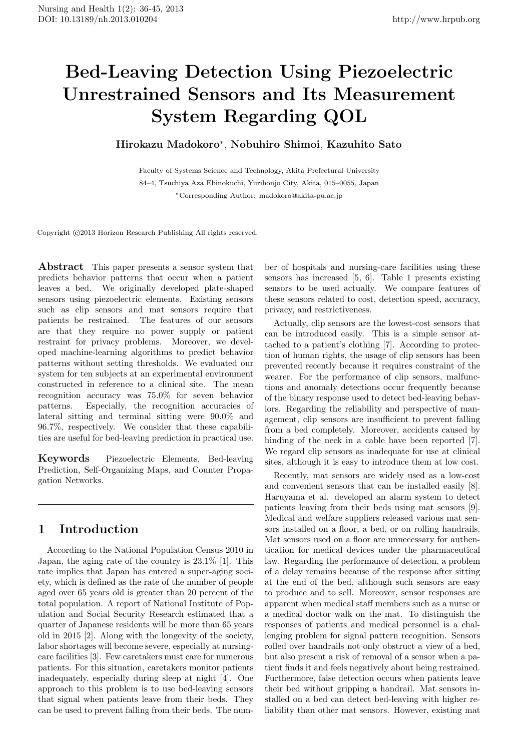# Bed-Leaving Detection Using Piezoelectric Unrestrained Sensors and Its Measurement System Regarding QOL

**Hirokazu Madokoro***, **Nobuhiro Shimoi**, **Kazuhito Sato**

Faculty of Systems Science and Technology, Akita Prefectural University

84–4, Tsuchiya Aza Ebinokuchi, Yurihonjo City, Akita, 015–0055, Japan

*Corresponding Author: madokoro@akita-pu.ac.jp

Copyright ©2013 Horizon Research Publishing All rights reserved.

**Abstract** This paper presents a sensor system that predicts behavior patterns that occur when a patient leaves a bed. We originally developed plate-shaped sensors using piezoelectric elements. Existing sensors such as clip sensors and mat sensors require that patients be restrained. The features of our sensors are that they require no power supply or patient restraint for privacy problems. Moreover, we developed machine-learning algorithms to predict behavior patterns without setting thresholds. We evaluated our system for ten subjects at an experimental environment constructed in reference to a clinical site. The mean recognition accuracy was 75.0% for seven behavior patterns. Especially, the recognition accuracies of lateral sitting and terminal sitting were 90.0% and 96.7%, respectively. We consider that these capabilities are useful for bed-leaving prediction in practical use.

**Keywords** Piezoelectric Elements, Bed-leaving Prediction, Self-Organizing Maps, and Counter Propagation Networks.

## 1 Introduction

According to the National Population Census 2010 in Japan, the aging rate of the country is 23.1% [1]. This rate implies that Japan has entered a super-aging society, which is defined as the rate of the number of people aged over 65 years old is greater than 20 percent of the total population. A report of National Institute of Population and Social Security Research estimated that a quarter of Japanese residents will be more than 65 years old in 2015 [2]. Along with the longevity of the society, labor shortages will become severe, especially at nursing-care facilities [3]. Few caretakers must care for numerous patients. For this situation, caretakers monitor patients inadequately, especially during sleep at night [4]. One approach to this problem is to use bed-leaving sensors that signal when patients leave from their beds. They can be used to prevent falling from their beds. The number of hospitals and nursing-care facilities using these sensors has increased [5, 6]. Table 1 presents existing sensors to be used actually. We compare features of these sensors related to cost, detection speed, accuracy, privacy, and restrictiveness.

Actually, clip sensors are the lowest-cost sensors that can be introduced easily. This is a simple sensor attached to a patient's clothing [7]. According to protection of human rights, the usage of clip sensors has been prevented recently because it requires constraint of the wearer. For the performance of clip sensors, malfunctions and anomaly detections occur frequently because of the binary response used to detect bed-leaving behaviors. Regarding the reliability and perspective of management, clip sensors are insufficient to prevent falling from a bed completely. Moreover, accidents caused by binding of the neck in a cable have been reported [7]. We regard clip sensors as inadequate for use at clinical sites, although it is easy to introduce them at low cost.

Recently, mat sensors are widely used as a low-cost and convenient sensors that can be installed easily [8]. Haruyama et al. developed an alarm system to detect patients leaving from their beds using mat sensors [9]. Medical and welfare suppliers released various mat sensors installed on a floor, a bed, or on rolling handrails. Mat sensors used on a floor are unnecessary for authentication for medical devices under the pharmaceutical law. Regarding the performance of detection, a problem of a delay remains because of the response after sitting at the end of the bed, although such sensors are easy to produce and to sell. Moreover, sensor responses are apparent when medical staff members such as a nurse or a medical doctor walk on the mat. To distinguish the responses of patients and medical personnel is a challenging problem for signal pattern recognition. Sensors rolled over handrails not only obstruct a view of a bed, but also present a risk of removal of a sensor when a patient finds it and feels negatively about being restrained. Furthermore, false detection occurs when patients leave their bed without gripping a handrail. Mat sensors installed on a bed can detect bed-leaving with higher reliability than other mat sensors. However, existing mat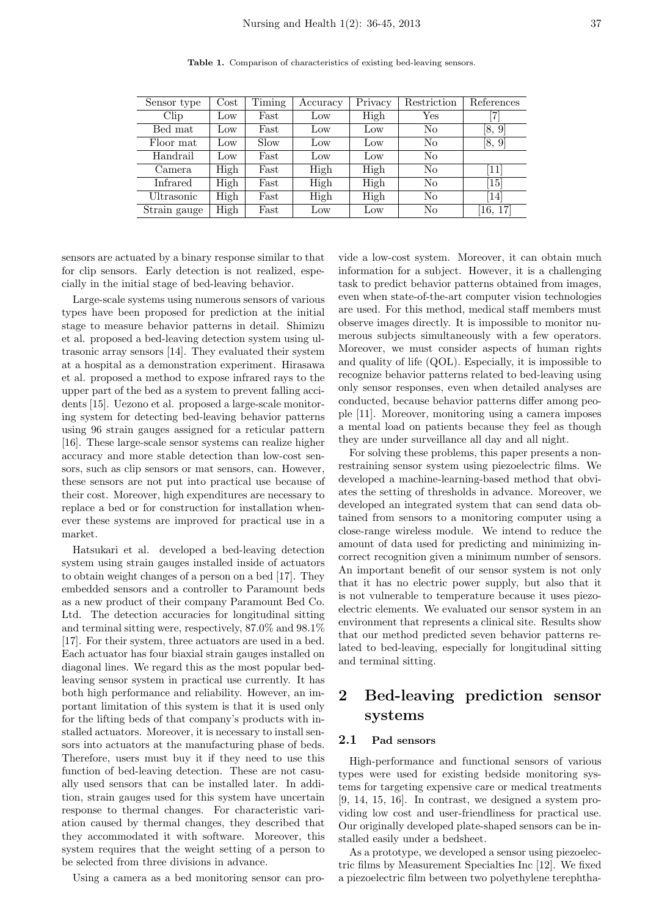**Table 1.** Comparison of characteristics of existing bed-leaving sensors.

| Sensor type | Cost | Timing | Accuracy | Privacy | Restriction | References |
|---|---|---|---|---|---|---|
| Clip | Low | Fast | Low | High | Yes | [7] |
| Bed mat | Low | Fast | Low | Low | No | [8, 9] |
| Floor mat | Low | Slow | Low | Low | No | [8, 9] |
| Handrail | Low | Fast | Low | Low | No | |
| Camera | High | Fast | High | High | No | [11] |
| Infrared | High | Fast | High | High | No | [15] |
| Ultrasonic | High | Fast | High | High | No | [14] |
| Strain gauge | High | Fast | Low | Low | No | [16, 17] |

sensors are actuated by a binary response similar to that for clip sensors. Early detection is not realized, especially in the initial stage of bed-leaving behavior.

Large-scale systems using numerous sensors of various types have been proposed for prediction at the initial stage to measure behavior patterns in detail. Shimizu et al. proposed a bed-leaving detection system using ultrasonic array sensors [14]. They evaluated their system at a hospital as a demonstration experiment. Hirasawa et al. proposed a method to expose infrared rays to the upper part of the bed as a system to prevent falling accidents [15]. Uezono et al. proposed a large-scale monitoring system for detecting bed-leaving behavior patterns using 96 strain gauges assigned for a reticular pattern [16]. These large-scale sensor systems can realize higher accuracy and more stable detection than low-cost sensors, such as clip sensors or mat sensors, can. However, these sensors are not put into practical use because of their cost. Moreover, high expenditures are necessary to replace a bed or for construction for installation whenever these systems are improved for practical use in a market.

Hatsukari et al. developed a bed-leaving detection system using strain gauges installed inside of actuators to obtain weight changes of a person on a bed [17]. They embedded sensors and a controller to Paramount beds as a new product of their company Paramount Bed Co. Ltd. The detection accuracies for longitudinal sitting and terminal sitting were, respectively, 87.0% and 98.1% [17]. For their system, three actuators are used in a bed. Each actuator has four biaxial strain gauges installed on diagonal lines. We regard this as the most popular bed-leaving sensor system in practical use currently. It has both high performance and reliability. However, an important limitation of this system is that it is used only for the lifting beds of that company's products with installed actuators. Moreover, it is necessary to install sensors into actuators at the manufacturing phase of beds. Therefore, users must buy it if they need to use this function of bed-leaving detection. These are not casually used sensors that can be installed later. In addition, strain gauges used for this system have uncertain response to thermal changes. For characteristic variation caused by thermal changes, they described that they accommodated it with software. Moreover, this system requires that the weight setting of a person to be selected from three divisions in advance.

Using a camera as a bed monitoring sensor can provide a low-cost system. Moreover, it can obtain much information for a subject. However, it is a challenging task to predict behavior patterns obtained from images, even when state-of-the-art computer vision technologies are used. For this method, medical staff members must observe images directly. It is impossible to monitor numerous subjects simultaneously with a few operators. Moreover, we must consider aspects of human rights and quality of life (QOL). Especially, it is impossible to recognize behavior patterns related to bed-leaving using only sensor responses, even when detailed analyses are conducted, because behavior patterns differ among people [11]. Moreover, monitoring using a camera imposes a mental load on patients because they feel as though they are under surveillance all day and all night.

For solving these problems, this paper presents a nonrestraining sensor system using piezoelectric films. We developed a machine-learning-based method that obviates the setting of thresholds in advance. Moreover, we developed an integrated system that can send data obtained from sensors to a monitoring computer using a close-range wireless module. We intend to reduce the amount of data used for predicting and minimizing incorrect recognition given a minimum number of sensors. An important benefit of our sensor system is not only that it has no electric power supply, but also that it is not vulnerable to temperature because it uses piezoelectric elements. We evaluated our sensor system in an environment that represents a clinical site. Results show that our method predicted seven behavior patterns related to bed-leaving, especially for longitudinal sitting and terminal sitting.

## 2 Bed-leaving prediction sensor systems

### 2.1 Pad sensors

High-performance and functional sensors of various types were used for existing bedside monitoring systems for targeting expensive care or medical treatments [9, 14, 15, 16]. In contrast, we designed a system providing low cost and user-friendliness for practical use. Our originally developed plate-shaped sensors can be installed easily under a bedsheet.

As a prototype, we developed a sensor using piezoelectric films by Measurement Specialties Inc [12]. We fixed a piezoelectric film between two polyethylene terephtha-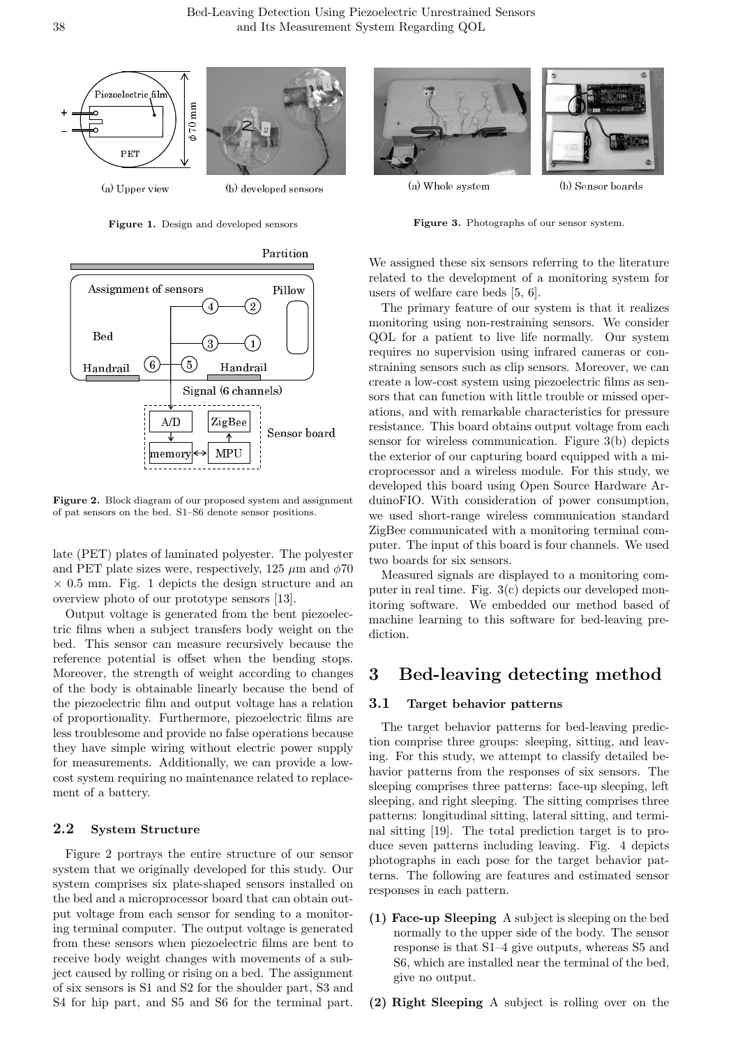Figure 1. Design and developed sensors

Figure 2. Block diagram of our proposed system and assignment of pat sensors on the bed. S1–S6 denote sensor positions.

late (PET) plates of laminated polyester. The polyester and PET plate sizes were, respectively, 125 $\mu$m and $\phi 70 \times 0.5$ mm. Fig. 1 depicts the design structure and an overview photo of our prototype sensors [13].

Output voltage is generated from the bent piezoelectric films when a subject transfers body weight on the bed. This sensor can measure recursively because the reference potential is offset when the bending stops. Moreover, the strength of weight according to changes of the body is obtainable linearly because the bend of the piezoelectric film and output voltage has a relation of proportionality. Furthermore, piezoelectric films are less troublesome and provide no false operations because they have simple wiring without electric power supply for measurements. Additionally, we can provide a low-cost system requiring no maintenance related to replacement of a battery.

### 2.2 System Structure

Figure 2 portrays the entire structure of our sensor system that we originally developed for this study. Our system comprises six plate-shaped sensors installed on the bed and a microprocessor board that can obtain output voltage from each sensor for sending to a monitoring terminal computer. The output voltage is generated from these sensors when piezoelectric films are bent to receive body weight changes with movements of a subject caused by rolling or rising on a bed. The assignment of six sensors is S1 and S2 for the shoulder part, S3 and S4 for hip part, and S5 and S6 for the terminal part.

Figure 3. Photographs of our sensor system.

We assigned these six sensors referring to the literature related to the development of a monitoring system for users of welfare care beds [5, 6].

The primary feature of our system is that it realizes monitoring using non-restraining sensors. We consider QOL for a patient to live life normally. Our system requires no supervision using infrared cameras or constraining sensors such as clip sensors. Moreover, we can create a low-cost system using piezoelectric films as sensors that can function with little trouble or missed operations, and with remarkable characteristics for pressure resistance. This board obtains output voltage from each sensor for wireless communication. Figure 3(b) depicts the exterior of our capturing board equipped with a microprocessor and a wireless module. For this study, we developed this board using Open Source Hardware ArduinoFIO. With consideration of power consumption, we used short-range wireless communication standard ZigBee communicated with a monitoring terminal computer. The input of this board is four channels. We used two boards for six sensors.

Measured signals are displayed to a monitoring computer in real time. Fig. 3(c) depicts our developed monitoring software. We embedded our method based of machine learning to this software for bed-leaving prediction.

## 3 Bed-leaving detecting method

### 3.1 Target behavior patterns

The target behavior patterns for bed-leaving prediction comprise three groups: sleeping, sitting, and leaving. For this study, we attempt to classify detailed behavior patterns from the responses of six sensors. The sleeping comprises three patterns: face-up sleeping, left sleeping, and right sleeping. The sitting comprises three patterns: longitudinal sitting, lateral sitting, and terminal sitting [19]. The total prediction target is to produce seven patterns including leaving. Fig. 4 depicts photographs in each pose for the target behavior patterns. The following are features and estimated sensor responses in each pattern.

- **(1) Face-up Sleeping** A subject is sleeping on the bed normally to the upper side of the body. The sensor response is that S1–4 give outputs, whereas S5 and S6, which are installed near the terminal of the bed, give no output.
- **(2) Right Sleeping** A subject is rolling over on the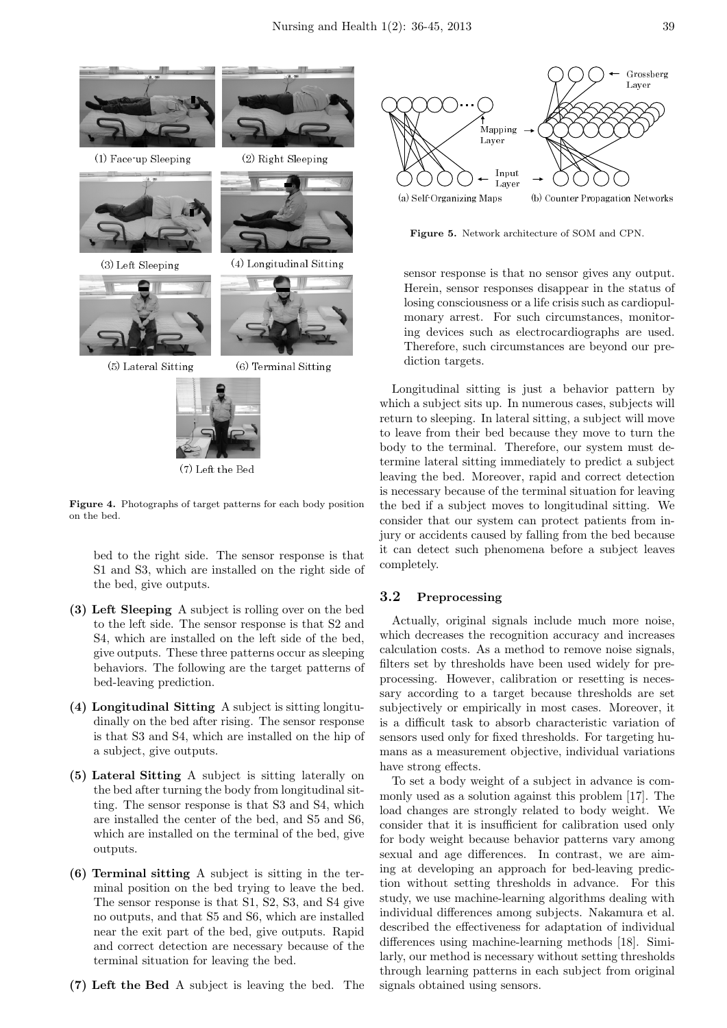(1) Face-up Sleeping (2) Right Sleeping

(3) Left Sleeping (4) Longitudinal Sitting

(5) Lateral Sitting (6) Terminal Sitting

(7) Left the Bed

**Figure 4.** Photographs of target patterns for each body position on the bed.

bed to the right side. The sensor response is that S1 and S3, which are installed on the right side of the bed, give outputs.

- **(3) Left Sleeping** A subject is rolling over on the bed to the left side. The sensor response is that S2 and S4, which are installed on the left side of the bed, give outputs. These three patterns occur as sleeping behaviors. The following are the target patterns of bed-leaving prediction.

- **(4) Longitudinal Sitting** A subject is sitting longitudinally on the bed after rising. The sensor response is that S3 and S4, which are installed on the hip of a subject, give outputs.

- **(5) Lateral Sitting** A subject is sitting laterally on the bed after turning the body from longitudinal sitting. The sensor response is that S3 and S4, which are installed the center of the bed, and S5 and S6, which are installed on the terminal of the bed, give outputs.

- **(6) Terminal sitting** A subject is sitting in the terminal position on the bed trying to leave the bed. The sensor response is that S1, S2, S3, and S4 give no outputs, and that S5 and S6, which are installed near the exit part of the bed, give outputs. Rapid and correct detection are necessary because of the terminal situation for leaving the bed.

- **(7) Left the Bed** A subject is leaving the bed. The sensor response is that no sensor gives any output. Herein, sensor responses disappear in the status of losing consciousness or a life crisis such as cardiopulmonary arrest. For such circumstances, monitoring devices such as electrocardiographs are used. Therefore, such circumstances are beyond our prediction targets.

Grossberg Layer

Mapping Layer

Input Layer

(a) Self-Organizing Maps (b) Counter Propagation Networks

**Figure 5.** Network architecture of SOM and CPN.

Longitudinal sitting is just a behavior pattern by which a subject sits up. In numerous cases, subjects will return to sleeping. In lateral sitting, a subject will move to leave from their bed because they move to turn the body to the terminal. Therefore, our system must determine lateral sitting immediately to predict a subject leaving the bed. Moreover, rapid and correct detection is necessary because of the terminal situation for leaving the bed if a subject moves to longitudinal sitting. We consider that our system can protect patients from injury or accidents caused by falling from the bed because it can detect such phenomena before a subject leaves completely.

### 3.2 Preprocessing

Actually, original signals include much more noise, which decreases the recognition accuracy and increases calculation costs. As a method to remove noise signals, filters set by thresholds have been used widely for preprocessing. However, calibration or resetting is necessary according to a target because thresholds are set subjectively or empirically in most cases. Moreover, it is a difficult task to absorb characteristic variation of sensors used only for fixed thresholds. For targeting humans as a measurement objective, individual variations have strong effects.

To set a body weight of a subject in advance is commonly used as a solution against this problem [17]. The load changes are strongly related to body weight. We consider that it is insufficient for calibration used only for body weight because behavior patterns vary among sexual and age differences. In contrast, we are aiming at developing an approach for bed-leaving prediction without setting thresholds in advance. For this study, we use machine-learning algorithms dealing with individual differences among subjects. Nakamura et al. described the effectiveness for adaptation of individual differences using machine-learning methods [18]. Similarly, our method is necessary without setting thresholds through learning patterns in each subject from original signals obtained using sensors.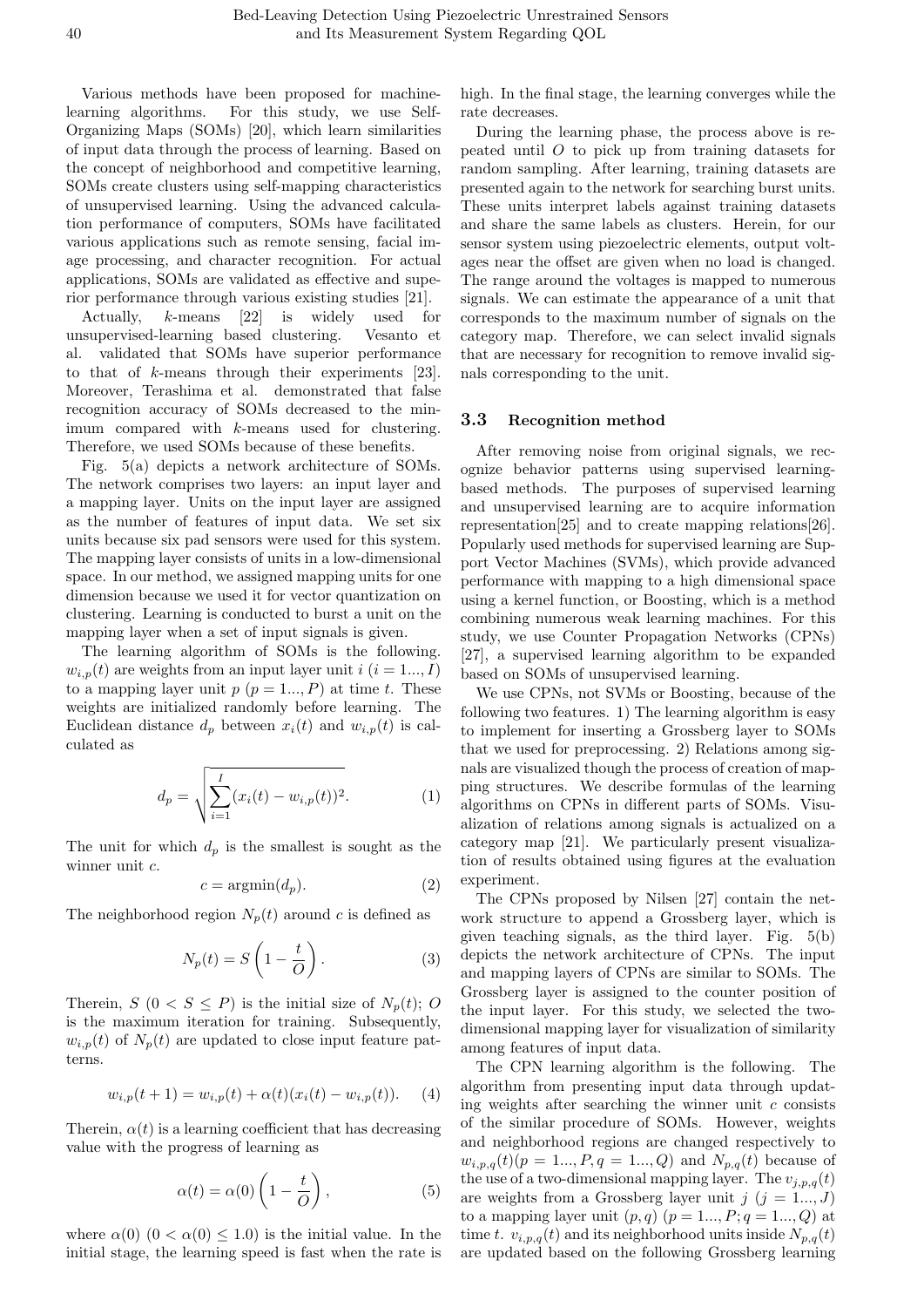Various methods have been proposed for machine-learning algorithms. For this study, we use Self-Organizing Maps (SOMs) [20], which learn similarities of input data through the process of learning. Based on the concept of neighborhood and competitive learning, SOMs create clusters using self-mapping characteristics of unsupervised learning. Using the advanced calculation performance of computers, SOMs have facilitated various applications such as remote sensing, facial image processing, and character recognition. For actual applications, SOMs are validated as effective and superior performance through various existing studies [21].

Actually, $k$-means [22] is widely used for unsupervised-learning based clustering. Vesanto et al. validated that SOMs have superior performance to that of $k$-means through their experiments [23]. Moreover, Terashima et al. demonstrated that false recognition accuracy of SOMs decreased to the minimum compared with $k$-means used for clustering. Therefore, we used SOMs because of these benefits.

Fig. 5(a) depicts a network architecture of SOMs. The network comprises two layers: an input layer and a mapping layer. Units on the input layer are assigned as the number of features of input data. We set six units because six pad sensors were used for this system. The mapping layer consists of units in a low-dimensional space. In our method, we assigned mapping units for one dimension because we used it for vector quantization on clustering. Learning is conducted to burst a unit on the mapping layer when a set of input signals is given.

The learning algorithm of SOMs is the following. $w_{i,p}(t)$ are weights from an input layer unit $i$ ($i = 1..., I$) to a mapping layer unit $p$ ($p = 1..., P$) at time $t$. These weights are initialized randomly before learning. The Euclidean distance $d_p$ between $x_i(t)$ and $w_{i,p}(t)$ is calculated as

$$d_p = \sqrt{\sum_{i=1}^{I}(x_i(t) - w_{i,p}(t))^2}. \quad (1)$$

The unit for which $d_p$ is the smallest is sought as the winner unit $c$.

$$c = \mathrm{argmin}(d_p). \quad (2)$$

The neighborhood region $N_p(t)$ around $c$ is defined as

$$N_p(t) = S\left(1 - \frac{t}{O}\right). \quad (3)$$

Therein, $S$ ($0 < S \leq P$) is the initial size of $N_p(t)$; $O$ is the maximum iteration for training. Subsequently, $w_{i,p}(t)$ of $N_p(t)$ are updated to close input feature patterns.

$$w_{i,p}(t+1) = w_{i,p}(t) + \alpha(t)(x_i(t) - w_{i,p}(t)). \quad (4)$$

Therein, $\alpha(t)$ is a learning coefficient that has decreasing value with the progress of learning as

$$\alpha(t) = \alpha(0)\left(1 - \frac{t}{O}\right), \quad (5)$$

where $\alpha(0)$ ($0 < \alpha(0) \leq 1.0$) is the initial value. In the initial stage, the learning speed is fast when the rate is high. In the final stage, the learning converges while the rate decreases.

During the learning phase, the process above is repeated until $O$ to pick up from training datasets for random sampling. After learning, training datasets are presented again to the network for searching burst units. These units interpret labels against training datasets and share the same labels as clusters. Herein, for our sensor system using piezoelectric elements, output voltages near the offset are given when no load is changed. The range around the voltages is mapped to numerous signals. We can estimate the appearance of a unit that corresponds to the maximum number of signals on the category map. Therefore, we can select invalid signals that are necessary for recognition to remove invalid signals corresponding to the unit.

### 3.3 Recognition method

After removing noise from original signals, we recognize behavior patterns using supervised learning-based methods. The purposes of supervised learning and unsupervised learning are to acquire information representation[25] and to create mapping relations[26]. Popularly used methods for supervised learning are Support Vector Machines (SVMs), which provide advanced performance with mapping to a high dimensional space using a kernel function, or Boosting, which is a method combining numerous weak learning machines. For this study, we use Counter Propagation Networks (CPNs) [27], a supervised learning algorithm to be expanded based on SOMs of unsupervised learning.

We use CPNs, not SVMs or Boosting, because of the following two features. 1) The learning algorithm is easy to implement for inserting a Grossberg layer to SOMs that we used for preprocessing. 2) Relations among signals are visualized though the process of creation of mapping structures. We describe formulas of the learning algorithms on CPNs in different parts of SOMs. Visualization of relations among signals is actualized on a category map [21]. We particularly present visualization of results obtained using figures at the evaluation experiment.

The CPNs proposed by Nilsen [27] contain the network structure to append a Grossberg layer, which is given teaching signals, as the third layer. Fig. 5(b) depicts the network architecture of CPNs. The input and mapping layers of CPNs are similar to SOMs. The Grossberg layer is assigned to the counter position of the input layer. For this study, we selected the two-dimensional mapping layer for visualization of similarity among features of input data.

The CPN learning algorithm is the following. The algorithm from presenting input data through updating weights after searching the winner unit $c$ consists of the similar procedure of SOMs. However, weights and neighborhood regions are changed respectively to $w_{i,p,q}(t)(p = 1..., P, q = 1..., Q)$ and $N_{p,q}(t)$ because of the use of a two-dimensional mapping layer. The $v_{j,p,q}(t)$ are weights from a Grossberg layer unit $j$ ($j = 1..., J$) to a mapping layer unit $(p, q)$ ($p = 1..., P; q = 1..., Q$) at time $t$. $v_{j,p,q}(t)$ and its neighborhood units inside $N_{p,q}(t)$ are updated based on the following Grossberg learning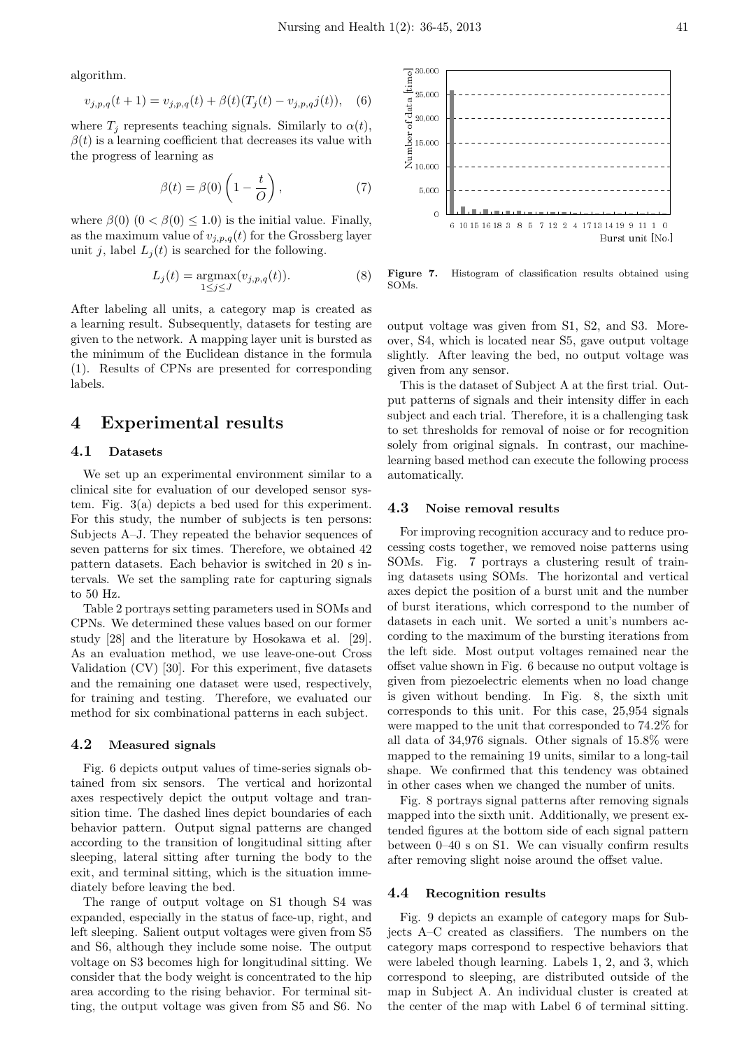algorithm.

$$v_{j,p,q}(t+1) = v_{j,p,q}(t) + \beta(t)(T_j(t) - v_{j,p,q}j(t)), \quad (6)$$

where $T_j$ represents teaching signals. Similarly to $\alpha(t)$, $\beta(t)$ is a learning coefficient that decreases its value with the progress of learning as

$$\beta(t) = \beta(0)\left(1 - \frac{t}{O}\right), \quad (7)$$

where $\beta(0)$ $(0 < \beta(0) \leq 1.0)$ is the initial value. Finally, as the maximum value of $v_{j,p,q}(t)$ for the Grossberg layer unit $j$, label $L_j(t)$ is searched for the following.

$$L_j(t) = \underset{1 \leq j \leq J}{\operatorname{argmax}}(v_{j,p,q}(t)). \quad (8)$$

After labeling all units, a category map is created as a learning result. Subsequently, datasets for testing are given to the network. A mapping layer unit is bursted as the minimum of the Euclidean distance in the formula (1). Results of CPNs are presented for corresponding labels.

# 4 Experimental results

## 4.1 Datasets

We set up an experimental environment similar to a clinical site for evaluation of our developed sensor system. Fig. 3(a) depicts a bed used for this experiment. For this study, the number of subjects is ten persons: Subjects A–J. They repeated the behavior sequences of seven patterns for six times. Therefore, we obtained 42 pattern datasets. Each behavior is switched in 20 s intervals. We set the sampling rate for capturing signals to 50 Hz.

Table 2 portrays setting parameters used in SOMs and CPNs. We determined these values based on our former study [28] and the literature by Hosokawa et al. [29]. As an evaluation method, we use leave-one-out Cross Validation (CV) [30]. For this experiment, five datasets and the remaining one dataset were used, respectively, for training and testing. Therefore, we evaluated our method for six combinational patterns in each subject.

## 4.2 Measured signals

Fig. 6 depicts output values of time-series signals obtained from six sensors. The vertical and horizontal axes respectively depict the output voltage and transition time. The dashed lines depict boundaries of each behavior pattern. Output signal patterns are changed according to the transition of longitudinal sitting after sleeping, lateral sitting after turning the body to the exit, and terminal sitting, which is the situation immediately before leaving the bed.

The range of output voltage on S1 though S4 was expanded, especially in the status of face-up, right, and left sleeping. Salient output voltages were given from S5 and S6, although they include some noise. The output voltage on S3 becomes high for longitudinal sitting. We consider that the body weight is concentrated to the hip area according to the rising behavior. For terminal sitting, the output voltage was given from S5 and S6. No output voltage was given from S1, S2, and S3. Moreover, S4, which is located near S5, gave output voltage slightly. After leaving the bed, no output voltage was given from any sensor.

This is the dataset of Subject A at the first trial. Output patterns of signals and their intensity differ in each subject and each trial. Therefore, it is a challenging task to set thresholds for removal of noise or for recognition solely from original signals. In contrast, our machine-learning based method can execute the following process automatically.

Figure 7. Histogram of classification results obtained using SOMs.

## 4.3 Noise removal results

For improving recognition accuracy and to reduce processing costs together, we removed noise patterns using SOMs. Fig. 7 portrays a clustering result of training datasets using SOMs. The horizontal and vertical axes depict the position of a burst unit and the number of burst iterations, which correspond to the number of datasets in each unit. We sorted a unit's numbers according to the maximum of the bursting iterations from the left side. Most output voltages remained near the offset value shown in Fig. 6 because no output voltage is given from piezoelectric elements when no load change is given without bending. In Fig. 8, the sixth unit corresponds to this unit. For this case, 25,954 signals were mapped to the unit that corresponded to 74.2% for all data of 34,976 signals. Other signals of 15.8% were mapped to the remaining 19 units, similar to a long-tail shape. We confirmed that this tendency was obtained in other cases when we changed the number of units.

Fig. 8 portrays signal patterns after removing signals mapped into the sixth unit. Additionally, we present extended figures at the bottom side of each signal pattern between 0–40 s on S1. We can visually confirm results after removing slight noise around the offset value.

## 4.4 Recognition results

Fig. 9 depicts an example of category maps for Subjects A–C created as classifiers. The numbers on the category maps correspond to respective behaviors that were labeled though learning. Labels 1, 2, and 3, which correspond to sleeping, are distributed outside of the map in Subject A. An individual cluster is created at the center of the map with Label 6 of terminal sitting.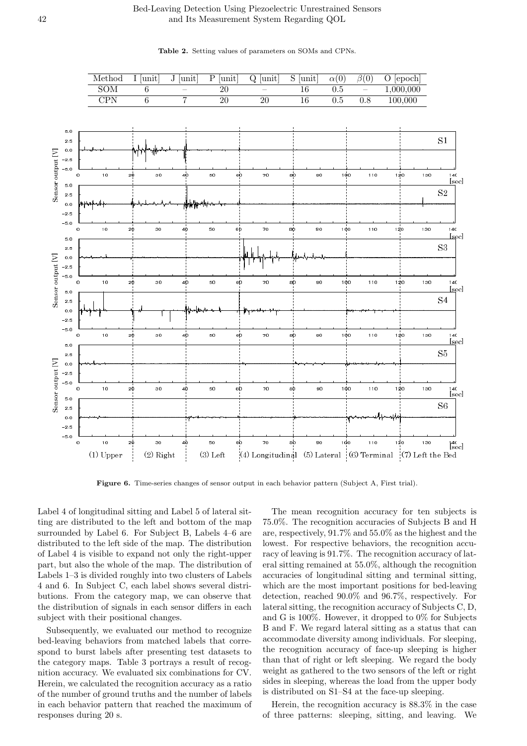**Table 2.** Setting values of parameters on SOMs and CPNs.

| Method | I [unit] | J [unit] | P [unit] | Q [unit] | S [unit] | $\alpha(0)$ | $\beta(0)$ | O [epoch] |
|---|---|---|---|---|---|---|---|---|
| SOM | 6 | – | 20 | – | 16 | 0.5 | – | 1,000,000 |
| CPN | 6 | 7 | 20 | 20 | 16 | 0.5 | 0.8 | 100,000 |

**Figure 6.** Time-series changes of sensor output in each behavior pattern (Subject A, First trial).

Label 4 of longitudinal sitting and Label 5 of lateral sitting are distributed to the left and bottom of the map surrounded by Label 6. For Subject B, Labels 4–6 are distributed to the left side of the map. The distribution of Label 4 is visible to expand not only the right-upper part, but also the whole of the map. The distribution of Labels 1–3 is divided roughly into two clusters of Labels 4 and 6. In Subject C, each label shows several distributions. From the category map, we can observe that the distribution of signals in each sensor differs in each subject with their positional changes.

Subsequently, we evaluated our method to recognize bed-leaving behaviors from matched labels that correspond to burst labels after presenting test datasets to the category maps. Table 3 portrays a result of recognition accuracy. We evaluated six combinations for CV. Herein, we calculated the recognition accuracy as a ratio of the number of ground truths and the number of labels in each behavior pattern that reached the maximum of responses during 20 s.

The mean recognition accuracy for ten subjects is 75.0%. The recognition accuracies of Subjects B and H are, respectively, 91.7% and 55.0% as the highest and the lowest. For respective behaviors, the recognition accuracy of leaving is 91.7%. The recognition accuracy of lateral sitting remained at 55.0%, although the recognition accuracies of longitudinal sitting and terminal sitting, which are the most important positions for bed-leaving detection, reached 90.0% and 96.7%, respectively. For lateral sitting, the recognition accuracy of Subjects C, D, and G is 100%. However, it dropped to 0% for Subjects B and F. We regard lateral sitting as a status that can accommodate diversity among individuals. For sleeping, the recognition accuracy of face-up sleeping is higher than that of right or left sleeping. We regard the body weight as gathered to the two sensors of the left or right sides in sleeping, whereas the load from the upper body is distributed on S1–S4 at the face-up sleeping.

Herein, the recognition accuracy is 88.3% in the case of three patterns: sleeping, sitting, and leaving. We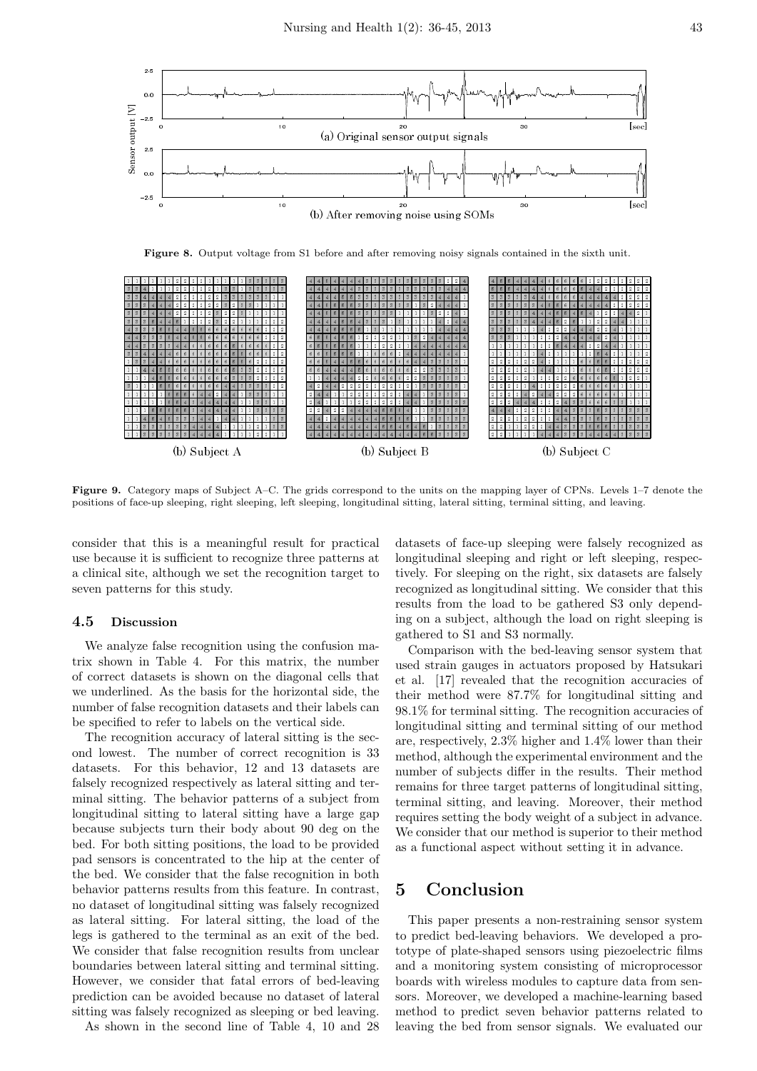(a) Original sensor output signals

(b) After removing noise using SOMs

**Figure 8.** Output voltage from S1 before and after removing noisy signals contained in the sixth unit.

(b) Subject A (b) Subject B (b) Subject C

**Figure 9.** Category maps of Subject A–C. The grids correspond to the units on the mapping layer of CPNs. Levels 1–7 denote the positions of face-up sleeping, right sleeping, left sleeping, longitudinal sitting, lateral sitting, terminal sitting, and leaving.

consider that this is a meaningful result for practical use because it is sufficient to recognize three patterns at a clinical site, although we set the recognition target to seven patterns for this study.

### 4.5 Discussion

We analyze false recognition using the confusion matrix shown in Table 4. For this matrix, the number of correct datasets is shown on the diagonal cells that we underlined. As the basis for the horizontal side, the number of false recognition datasets and their labels can be specified to refer to labels on the vertical side.

The recognition accuracy of lateral sitting is the second lowest. The number of correct recognition is 33 datasets. For this behavior, 12 and 13 datasets are falsely recognized respectively as lateral sitting and terminal sitting. The behavior patterns of a subject from longitudinal sitting to lateral sitting have a large gap because subjects turn their body about 90 deg on the bed. For both sitting positions, the load to be provided pad sensors is concentrated to the hip at the center of the bed. We consider that the false recognition in both behavior patterns results from this feature. In contrast, no dataset of longitudinal sitting was falsely recognized as lateral sitting. For lateral sitting, the load of the legs is gathered to the terminal as an exit of the bed. We consider that false recognition results from unclear boundaries between lateral sitting and terminal sitting. However, we consider that fatal errors of bed-leaving prediction can be avoided because no dataset of lateral sitting was falsely recognized as sleeping or bed leaving.

As shown in the second line of Table 4, 10 and 28 datasets of face-up sleeping were falsely recognized as longitudinal sleeping and right or left sleeping, respectively. For sleeping on the right, six datasets are falsely recognized as longitudinal sitting. We consider that this results from the load to be gathered S3 only depending on a subject, although the load on right sleeping is gathered to S1 and S3 normally.

Comparison with the bed-leaving sensor system that used strain gauges in actuators proposed by Hatsukari et al. [17] revealed that the recognition accuracies of their method were 87.7% for longitudinal sitting and 98.1% for terminal sitting. The recognition accuracies of longitudinal sitting and terminal sitting of our method are, respectively, 2.3% higher and 1.4% lower than their method, although the experimental environment and the number of subjects differ in the results. Their method remains for three target patterns of longitudinal sitting, terminal sitting, and leaving. Moreover, their method requires setting the body weight of a subject in advance. We consider that our method is superior to their method as a functional aspect without setting it in advance.

## 5 Conclusion

This paper presents a non-restraining sensor system to predict bed-leaving behaviors. We developed a prototype of plate-shaped sensors using piezoelectric films and a monitoring system consisting of microprocessor boards with wireless modules to capture data from sensors. Moreover, we developed a machine-learning based method to predict seven behavior patterns related to leaving the bed from sensor signals. We evaluated our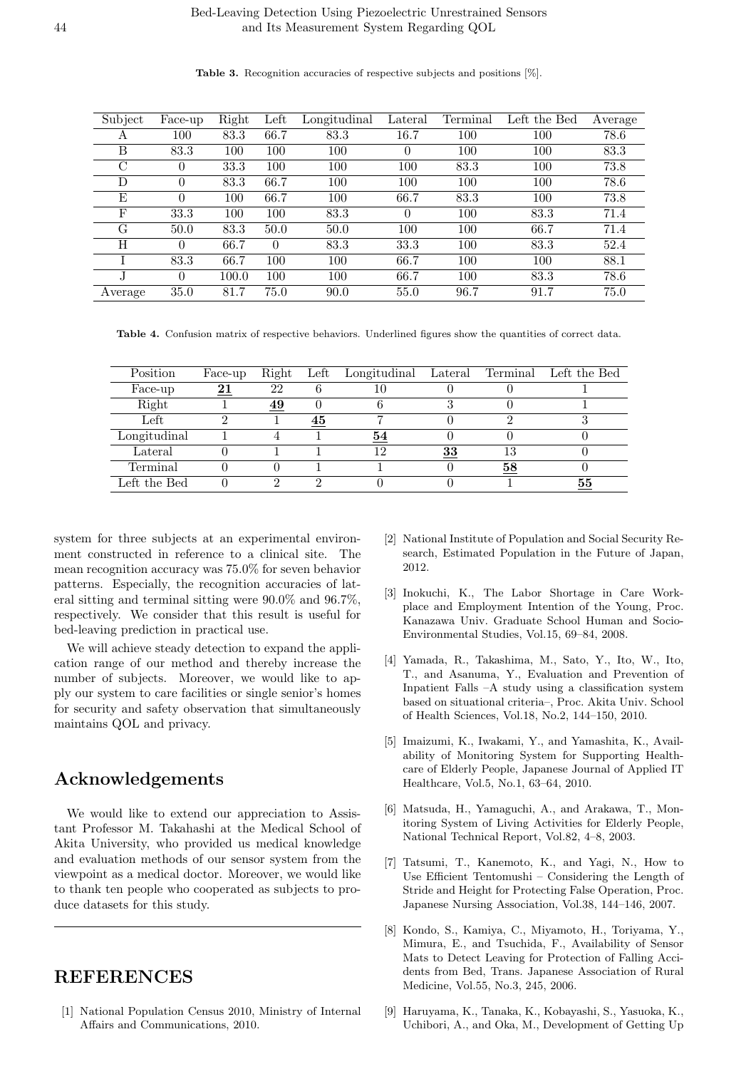**Table 3.** Recognition accuracies of respective subjects and positions [%].

| Subject | Face-up | Right | Left | Longitudinal | Lateral | Terminal | Left the Bed | Average |
|---|---|---|---|---|---|---|---|---|
| A | 100 | 83.3 | 66.7 | 83.3 | 16.7 | 100 | 100 | 78.6 |
| B | 83.3 | 100 | 100 | 100 | 0 | 100 | 100 | 83.3 |
| C | 0 | 33.3 | 100 | 100 | 100 | 83.3 | 100 | 73.8 |
| D | 0 | 83.3 | 66.7 | 100 | 100 | 100 | 100 | 78.6 |
| E | 0 | 100 | 66.7 | 100 | 66.7 | 83.3 | 100 | 73.8 |
| F | 33.3 | 100 | 100 | 83.3 | 0 | 100 | 83.3 | 71.4 |
| G | 50.0 | 83.3 | 50.0 | 50.0 | 100 | 100 | 66.7 | 71.4 |
| H | 0 | 66.7 | 0 | 83.3 | 33.3 | 100 | 83.3 | 52.4 |
| I | 83.3 | 66.7 | 100 | 100 | 66.7 | 100 | 100 | 88.1 |
| J | 0 | 100.0 | 100 | 100 | 66.7 | 100 | 83.3 | 78.6 |
| Average | 35.0 | 81.7 | 75.0 | 90.0 | 55.0 | 96.7 | 91.7 | 75.0 |

**Table 4.** Confusion matrix of respective behaviors. Underlined figures show the quantities of correct data.

| Position | Face-up | Right | Left | Longitudinal | Lateral | Terminal | Left the Bed |
|---|---|---|---|---|---|---|---|
| Face-up | **21** | 22 | 6 | 10 | 0 | 0 | 1 |
| Right | 1 | **49** | 0 | 6 | 3 | 0 | 1 |
| Left | 2 | 1 | **45** | 7 | 0 | 2 | 3 |
| Longitudinal | 1 | 4 | 1 | **54** | 0 | 0 | 0 |
| Lateral | 0 | 1 | 1 | 12 | **33** | 13 | 0 |
| Terminal | 0 | 0 | 1 | 1 | 0 | **58** | 0 |
| Left the Bed | 0 | 2 | 2 | 0 | 0 | 1 | **55** |

system for three subjects at an experimental environment constructed in reference to a clinical site. The mean recognition accuracy was 75.0% for seven behavior patterns. Especially, the recognition accuracies of lateral sitting and terminal sitting were 90.0% and 96.7%, respectively. We consider that this result is useful for bed-leaving prediction in practical use.

We will achieve steady detection to expand the application range of our method and thereby increase the number of subjects. Moreover, we would like to apply our system to care facilities or single senior's homes for security and safety observation that simultaneously maintains QOL and privacy.

## Acknowledgements

We would like to extend our appreciation to Assistant Professor M. Takahashi at the Medical School of Akita University, who provided us medical knowledge and evaluation methods of our sensor system from the viewpoint as a medical doctor. Moreover, we would like to thank ten people who cooperated as subjects to produce datasets for this study.

## REFERENCES

[1] National Population Census 2010, Ministry of Internal Affairs and Communications, 2010.

[2] National Institute of Population and Social Security Research, Estimated Population in the Future of Japan, 2012.

[3] Inokuchi, K., The Labor Shortage in Care Workplace and Employment Intention of the Young, Proc. Kanazawa Univ. Graduate School Human and Socio-Environmental Studies, Vol.15, 69–84, 2008.

[4] Yamada, R., Takashima, M., Sato, Y., Ito, W., Ito, T., and Asanuma, Y., Evaluation and Prevention of Inpatient Falls –A study using a classification system based on situational criteria–, Proc. Akita Univ. School of Health Sciences, Vol.18, No.2, 144–150, 2010.

[5] Imaizumi, K., Iwakami, Y., and Yamashita, K., Availability of Monitoring System for Supporting Healthcare of Elderly People, Japanese Journal of Applied IT Healthcare, Vol.5, No.1, 63–64, 2010.

[6] Matsuda, H., Yamaguchi, A., and Arakawa, T., Monitoring System of Living Activities for Elderly People, National Technical Report, Vol.82, 4–8, 2003.

[7] Tatsumi, T., Kanemoto, K., and Yagi, N., How to Use Efficient Tentomushi – Considering the Length of Stride and Height for Protecting False Operation, Proc. Japanese Nursing Association, Vol.38, 144–146, 2007.

[8] Kondo, S., Kamiya, C., Miyamoto, H., Toriyama, Y., Mimura, E., and Tsuchida, F., Availability of Sensor Mats to Detect Leaving for Protection of Falling Accidents from Bed, Trans. Japanese Association of Rural Medicine, Vol.55, No.3, 245, 2006.

[9] Haruyama, K., Tanaka, K., Kobayashi, S., Yasuoka, K., Uchibori, A., and Oka, M., Development of Getting Up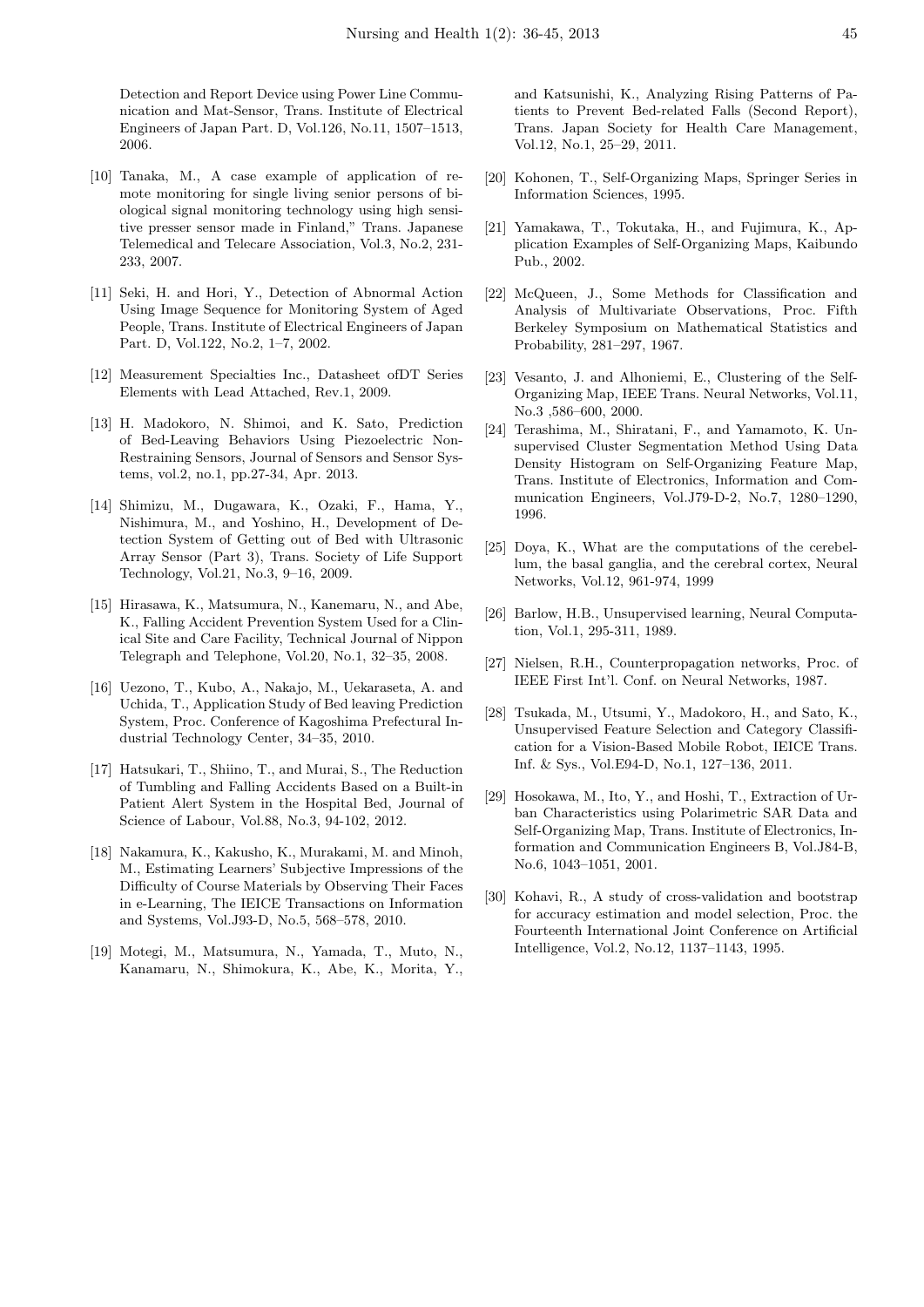Detection and Report Device using Power Line Communication and Mat-Sensor, Trans. Institute of Electrical Engineers of Japan Part. D, Vol.126, No.11, 1507–1513, 2006.

[10] Tanaka, M., A case example of application of remote monitoring for single living senior persons of biological signal monitoring technology using high sensitive presser sensor made in Finland," Trans. Japanese Telemedical and Telecare Association, Vol.3, No.2, 231-233, 2007.

[11] Seki, H. and Hori, Y., Detection of Abnormal Action Using Image Sequence for Monitoring System of Aged People, Trans. Institute of Electrical Engineers of Japan Part. D, Vol.122, No.2, 1–7, 2002.

[12] Measurement Specialties Inc., Datasheet ofDT Series Elements with Lead Attached, Rev.1, 2009.

[13] H. Madokoro, N. Shimoi, and K. Sato, Prediction of Bed-Leaving Behaviors Using Piezoelectric Non-Restraining Sensors, Journal of Sensors and Sensor Systems, vol.2, no.1, pp.27-34, Apr. 2013.

[14] Shimizu, M., Dugawara, K., Ozaki, F., Hama, Y., Nishimura, M., and Yoshino, H., Development of Detection System of Getting out of Bed with Ultrasonic Array Sensor (Part 3), Trans. Society of Life Support Technology, Vol.21, No.3, 9–16, 2009.

[15] Hirasawa, K., Matsumura, N., Kanemaru, N., and Abe, K., Falling Accident Prevention System Used for a Clinical Site and Care Facility, Technical Journal of Nippon Telegraph and Telephone, Vol.20, No.1, 32–35, 2008.

[16] Uezono, T., Kubo, A., Nakajo, M., Uekaraseta, A. and Uchida, T., Application Study of Bed leaving Prediction System, Proc. Conference of Kagoshima Prefectural Industrial Technology Center, 34–35, 2010.

[17] Hatsukari, T., Shiino, T., and Murai, S., The Reduction of Tumbling and Falling Accidents Based on a Built-in Patient Alert System in the Hospital Bed, Journal of Science of Labour, Vol.88, No.3, 94-102, 2012.

[18] Nakamura, K., Kakusho, K., Murakami, M. and Minoh, M., Estimating Learners' Subjective Impressions of the Difficulty of Course Materials by Observing Their Faces in e-Learning, The IEICE Transactions on Information and Systems, Vol.J93-D, No.5, 568–578, 2010.

[19] Motegi, M., Matsumura, N., Yamada, T., Muto, N., Kanamaru, N., Shimokura, K., Abe, K., Morita, Y., and Katsunishi, K., Analyzing Rising Patterns of Patients to Prevent Bed-related Falls (Second Report), Trans. Japan Society for Health Care Management, Vol.12, No.1, 25–29, 2011.

[20] Kohonen, T., Self-Organizing Maps, Springer Series in Information Sciences, 1995.

[21] Yamakawa, T., Tokutaka, H., and Fujimura, K., Application Examples of Self-Organizing Maps, Kaibundo Pub., 2002.

[22] McQueen, J., Some Methods for Classification and Analysis of Multivariate Observations, Proc. Fifth Berkeley Symposium on Mathematical Statistics and Probability, 281–297, 1967.

[23] Vesanto, J. and Alhoniemi, E., Clustering of the Self-Organizing Map, IEEE Trans. Neural Networks, Vol.11, No.3 ,586–600, 2000.

[24] Terashima, M., Shiratani, F., and Yamamoto, K. Unsupervised Cluster Segmentation Method Using Data Density Histogram on Self-Organizing Feature Map, Trans. Institute of Electronics, Information and Communication Engineers, Vol.J79-D-2, No.7, 1280–1290, 1996.

[25] Doya, K., What are the computations of the cerebellum, the basal ganglia, and the cerebral cortex, Neural Networks, Vol.12, 961-974, 1999

[26] Barlow, H.B., Unsupervised learning, Neural Computation, Vol.1, 295-311, 1989.

[27] Nielsen, R.H., Counterpropagation networks, Proc. of IEEE First Int'l. Conf. on Neural Networks, 1987.

[28] Tsukada, M., Utsumi, Y., Madokoro, H., and Sato, K., Unsupervised Feature Selection and Category Classification for a Vision-Based Mobile Robot, IEICE Trans. Inf. & Sys., Vol.E94-D, No.1, 127–136, 2011.

[29] Hosokawa, M., Ito, Y., and Hoshi, T., Extraction of Urban Characteristics using Polarimetric SAR Data and Self-Organizing Map, Trans. Institute of Electronics, Information and Communication Engineers B, Vol.J84-B, No.6, 1043–1051, 2001.

[30] Kohavi, R., A study of cross-validation and bootstrap for accuracy estimation and model selection, Proc. the Fourteenth International Joint Conference on Artificial Intelligence, Vol.2, No.12, 1137–1143, 1995.